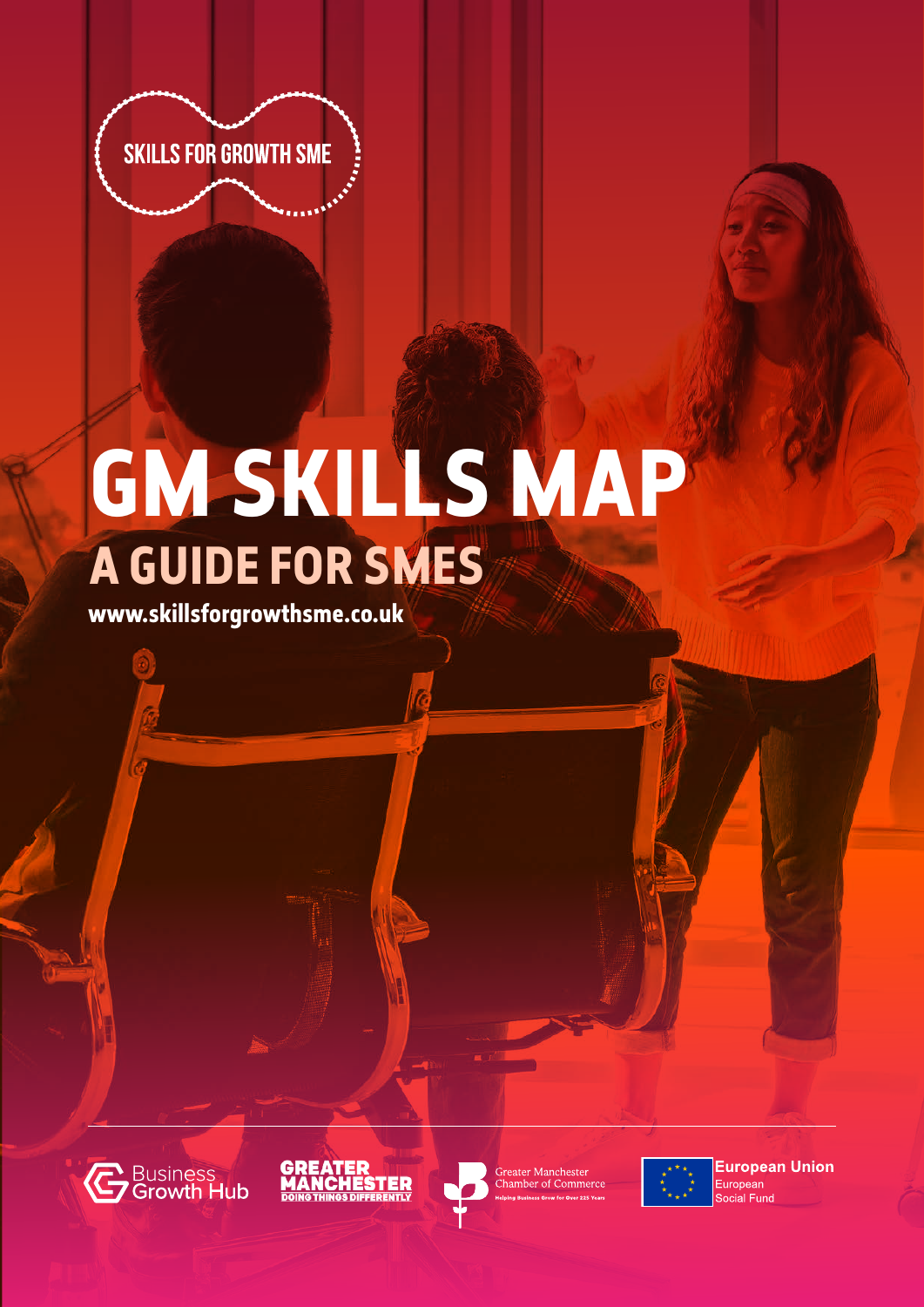SKILLS FOR GROWTH SME

# GM SKILLS MAP

## A GUIDE FOR SMES

**www.skillsforgrowthsme.co.uk**

Business Growth Hub

GREATER MANCHESTER DOING THINGS DIFFERENTLY

Greater Manchester Chamber of Commerce
Helping Business Grow for Over 225 Years

**European Union**
European Social Fund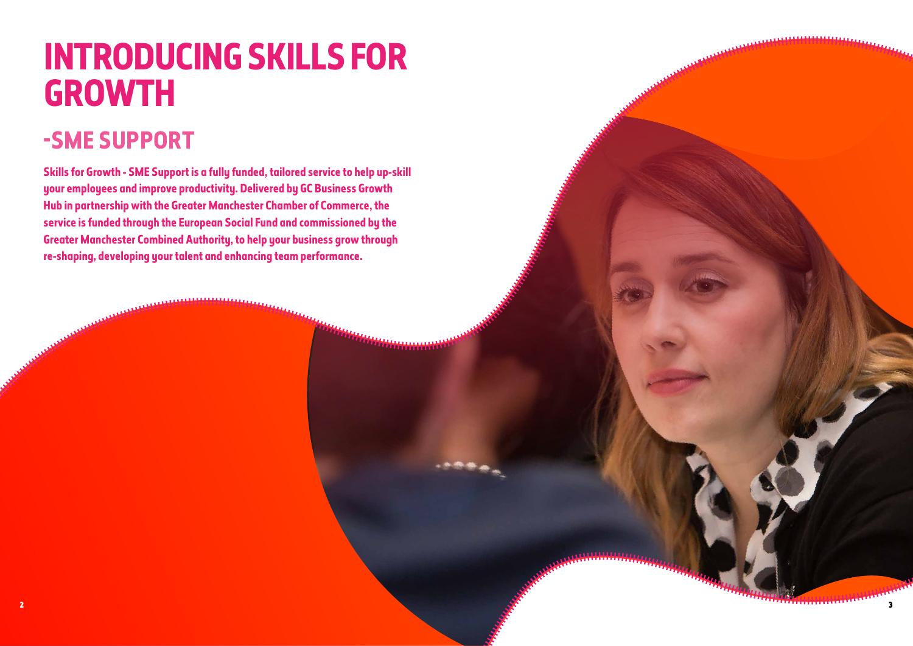# INTRODUCING SKILLS FOR GROWTH

## -SME SUPPORT

**Skills for Growth - SME Support is a fully funded, tailored service to help up-skill your employees and improve productivity. Delivered by GC Business Growth Hub in partnership with the Greater Manchester Chamber of Commerce, the service is funded through the European Social Fund and commissioned by the Greater Manchester Combined Authority, to help your business grow through re-shaping, developing your talent and enhancing team performance.**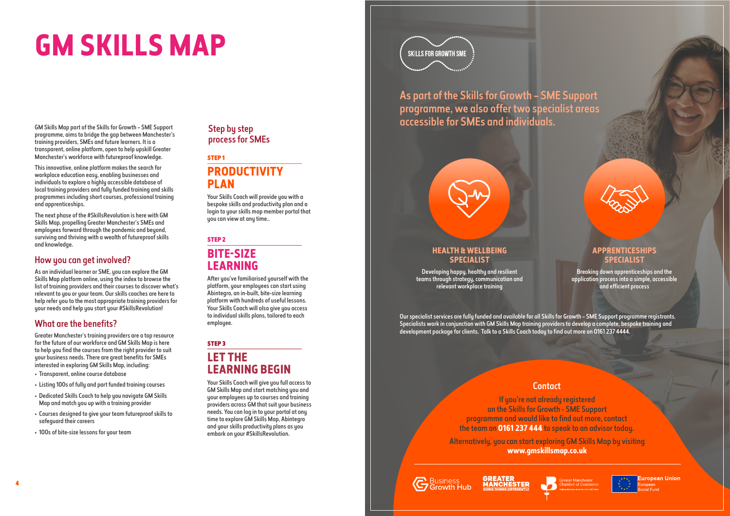# GM SKILLS MAP

GM Skills Map part of the Skills for Growth – SME Support programme, aims to bridge the gap between Manchester's training providers, SMEs and future learners. It is a transparent, online platform, open to help upskill Greater Manchester's workforce with futureproof knowledge.

This innovative, online platform makes the search for workplace education easy, enabling businesses and individuals to explore a highly accessible database of local training providers and fully funded training and skills programmes including short courses, professional training and apprenticeships.

The next phase of the #SkillsRevolution is here with GM Skills Map, propelling Greater Manchester's SMEs and employees forward through the pandemic and beyond, surviving and thriving with a wealth of futureproof skills and knowledge.

## How you can get involved?

As an individual learner or SME, you can explore the GM Skills Map platform online, using the index to browse the list of training providers and their courses to discover what's relevant to you or your team. Our skills coaches are here to help refer you to the most appropriate training providers for your needs and help you start your #SkillsRevolution!

## What are the benefits?

Greater Manchester's training providers are a top resource for the future of our workforce and GM Skills Map is here to help you find the courses from the right provider to suit your business needs. There are great benefits for SMEs interested in exploring GM Skills Map, including:

- Transparent, online course database
- Listing 100s of fully and part funded training courses
- Dedicated Skills Coach to help you navigate GM Skills Map and match you up with a training provider
- Courses designed to give your team futureproof skills to safeguard their careers
- 100s of bite-size lessons for your team

## Step by step process for SMEs

### STEP 1

### PRODUCTIVITY PLAN

Your Skills Coach will provide you with a bespoke skills and productivity plan and a login to your skills map member portal that you can view at any time..

### STEP 2

### BITE-SIZE LEARNING

After you've familiarised yourself with the platform, your employees can start using Abintegro, an in-built, bite-size learning platform with hundreds of useful lessons. Your Skills Coach will also give you access to individual skills plans, tailored to each employee.

### STEP 3

### LET THE LEARNING BEGIN

Your Skills Coach will give you full access to GM Skills Map and start matching you and your employees up to courses and training providers across GM that suit your business needs. You can log in to your portal at any time to explore GM Skills Map, Abintegro and your skills productivity plans as you embark on your #SkillsRevolution.

SKILLS FOR GROWTH SME

## As part of the Skills for Growth – SME Support programme, we also offer two specialist areas accessible for SMEs and individuals.

### HEALTH & WELLBEING SPECIALIST

Developing happy, healthy and resilient teams through strategy, communication and relevant workplace training

### APPRENTICESHIPS SPECIALIST

Breaking down apprenticeships and the application process into a simple, accessible and efficient process

Our specialist services are fully funded and available for all Skills for Growth – SME Support programme registrants. Specialists work in conjunction with GM Skills Map training providers to develop a complete, bespoke training and development package for clients. Talk to a Skills Coach today to find out more on 0161 237 4444.

## Contact

If you're not already registered on the Skills for Growth - SME Support programme and would like to find out more, contact the team on **0161 237 444** to speak to an advisor today.

Alternatively, you can start exploring GM Skills Map by visiting **www.gmskillsmap.co.uk**

Business Growth Hub | GREATER MANCHESTER DOING THINGS DIFFERENTLY | Greater Manchester Chamber of Commerce | European Union European Social Fund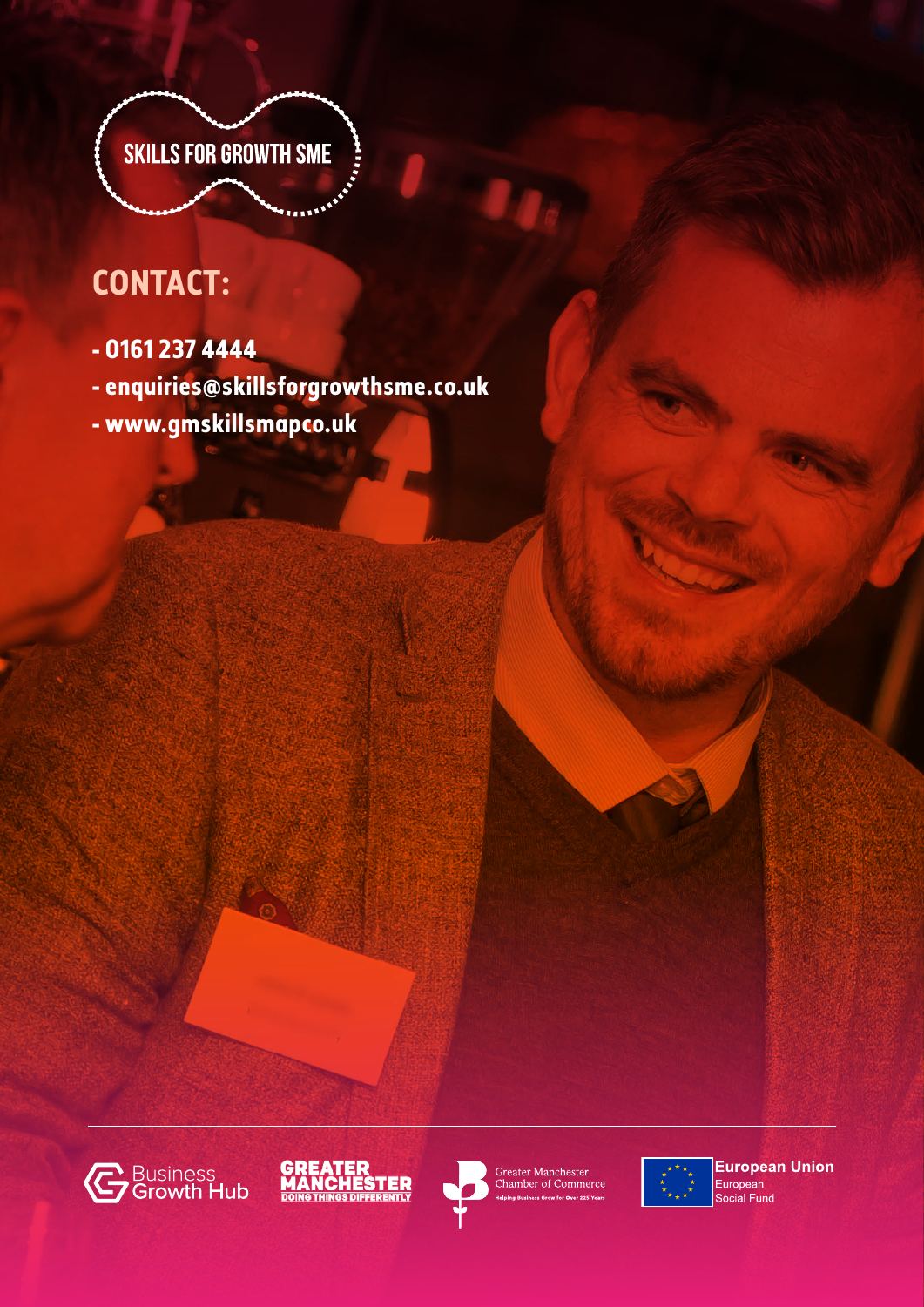SKILLS FOR GROWTH SME

## CONTACT:

- 0161 237 4444
- enquiries@skillsforgrowthsme.co.uk
- www.gmskillsmapco.uk

Business Growth Hub

GREATER MANCHESTER
DOING THINGS DIFFERENTLY

Greater Manchester Chamber of Commerce
Helping Business Grow for Over 225 Years

European Union
European Social Fund